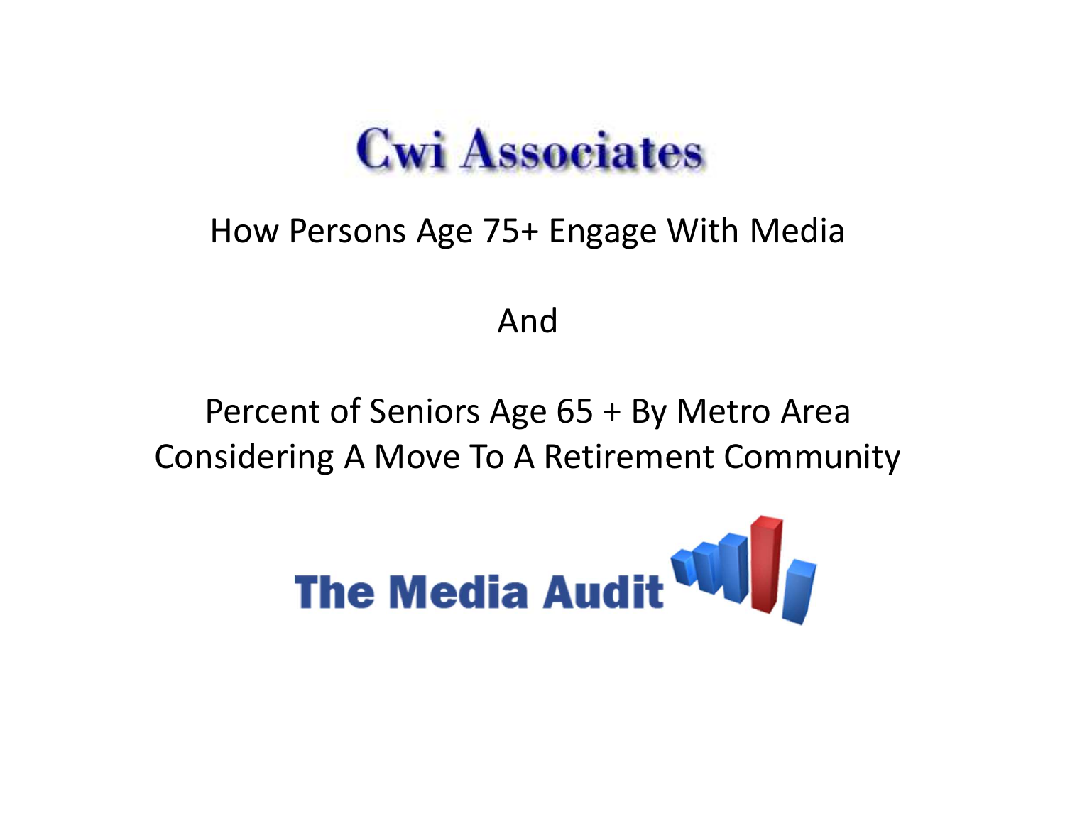# Cwi Associates

## How Persons Age 75+ Engage With Media

And

## Percent of Seniors Age 65 + By Metro Area Considering A Move To A Retirement Community

**The Media Audit**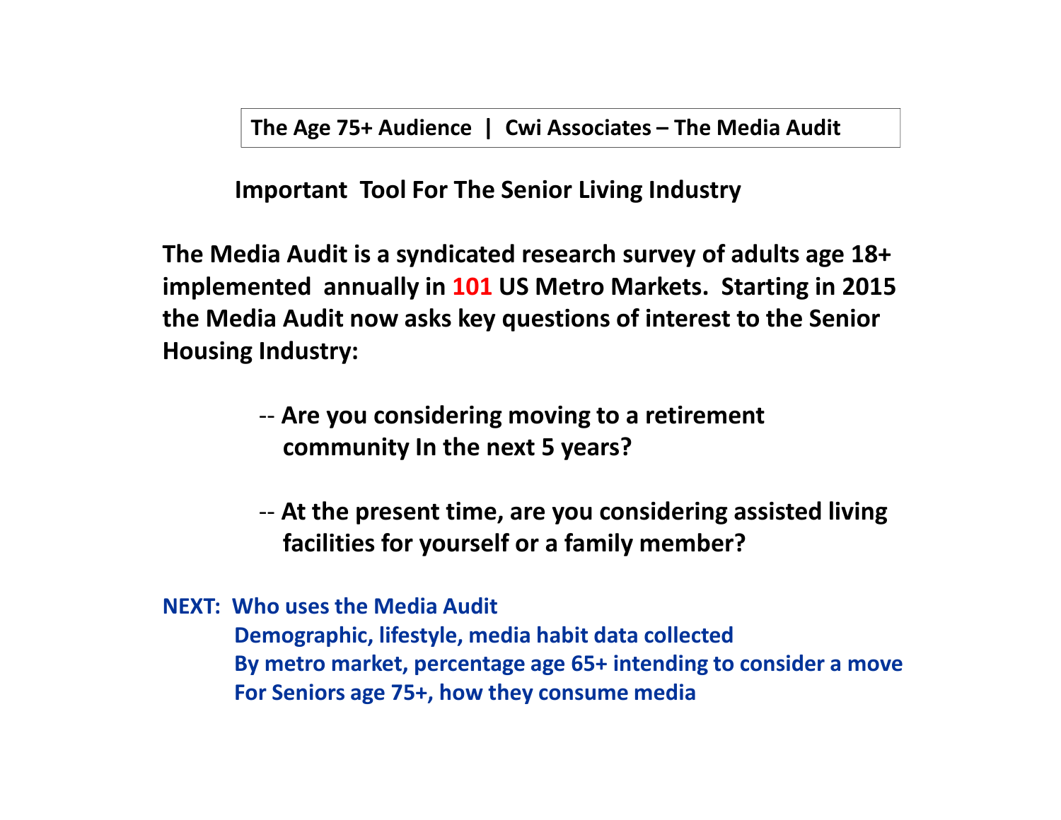**The Age 75+ Audience | Cwi Associates – The Media Audit**

## Important Tool For The Senior Living Industry

**The Media Audit is a syndicated research survey of adults age 18+ implemented annually in 101 US Metro Markets. Starting in 2015 the Media Audit now asks key questions of interest to the Senior Housing Industry:**

-- **Are you considering moving to a retirement community In the next 5 years?**

-- **At the present time, are you considering assisted living facilities for yourself or a family member?**

**NEXT: Who uses the Media Audit**

**Demographic, lifestyle, media habit data collected**

**By metro market, percentage age 65+ intending to consider a move**

**For Seniors age 75+, how they consume media**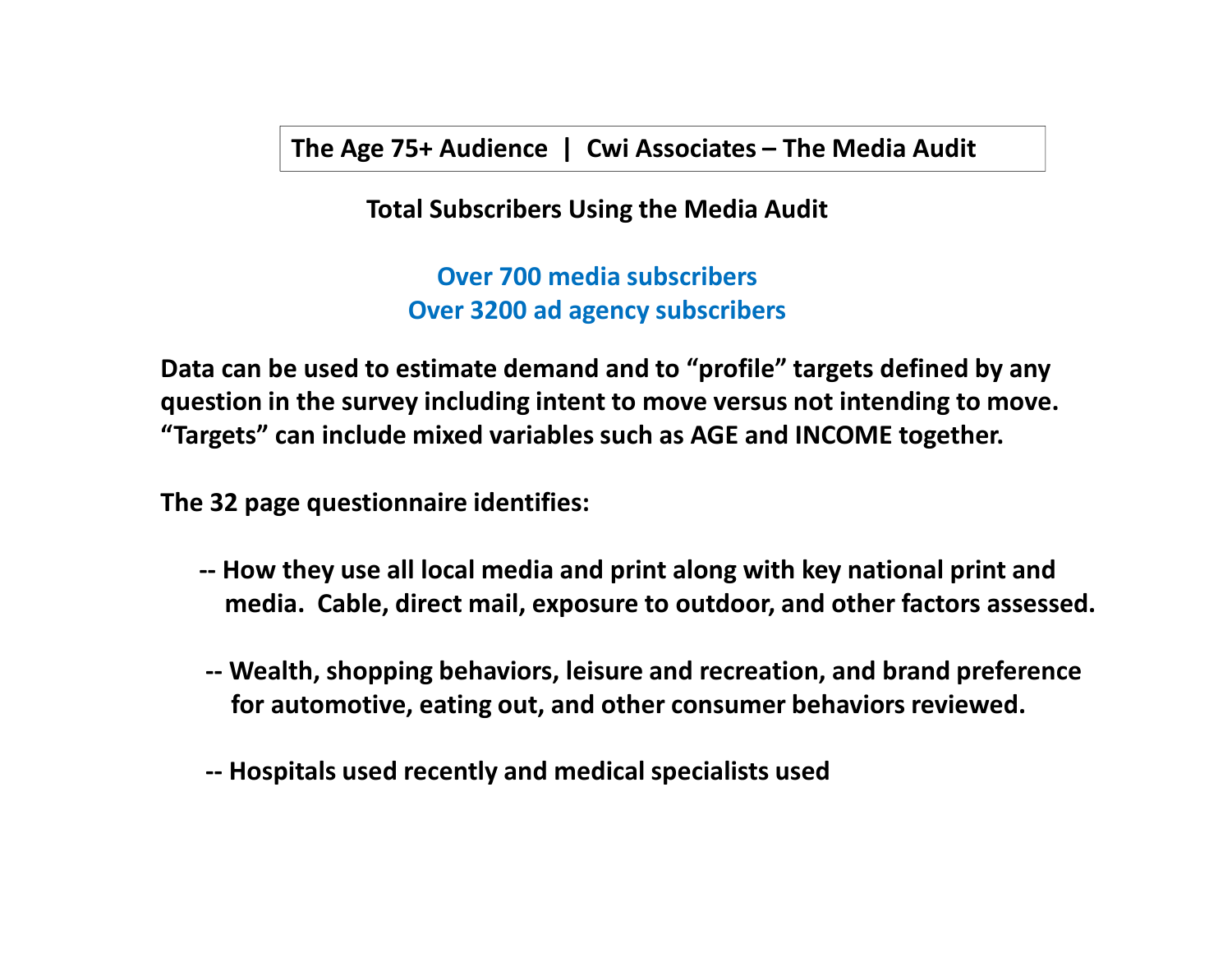The Age 75+ Audience | Cwi Associates – The Media Audit

**Total Subscribers Using the Media Audit**

**Over 700 media subscribers**
**Over 3200 ad agency subscribers**

**Data can be used to estimate demand and to "profile" targets defined by any question in the survey including intent to move versus not intending to move. "Targets" can include mixed variables such as AGE and INCOME together.**

**The 32 page questionnaire identifies:**

- **How they use all local media and print along with key national print and media. Cable, direct mail, exposure to outdoor, and other factors assessed.**
- **Wealth, shopping behaviors, leisure and recreation, and brand preference for automotive, eating out, and other consumer behaviors reviewed.**
- **Hospitals used recently and medical specialists used**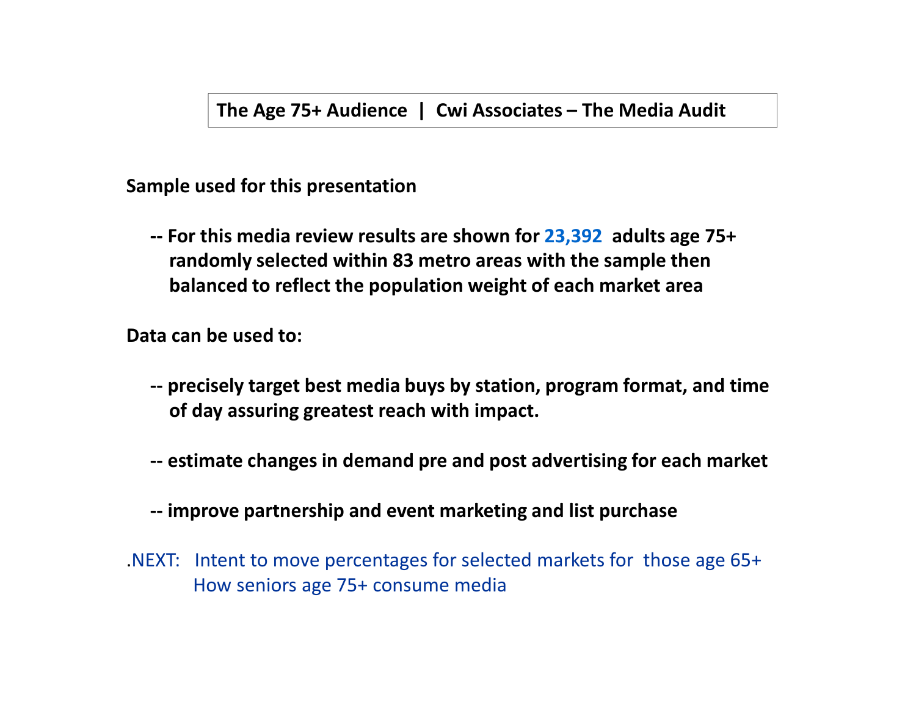# The Age 75+ Audience | Cwi Associates – The Media Audit

**Sample used for this presentation**

**-- For this media review results are shown for 23,392 adults age 75+ randomly selected within 83 metro areas with the sample then balanced to reflect the population weight of each market area**

**Data can be used to:**

**-- precisely target best media buys by station, program format, and time of day assuring greatest reach with impact.**

**-- estimate changes in demand pre and post advertising for each market**

**-- improve partnership and event marketing and list purchase**

.NEXT: Intent to move percentages for selected markets for those age 65+
How seniors age 75+ consume media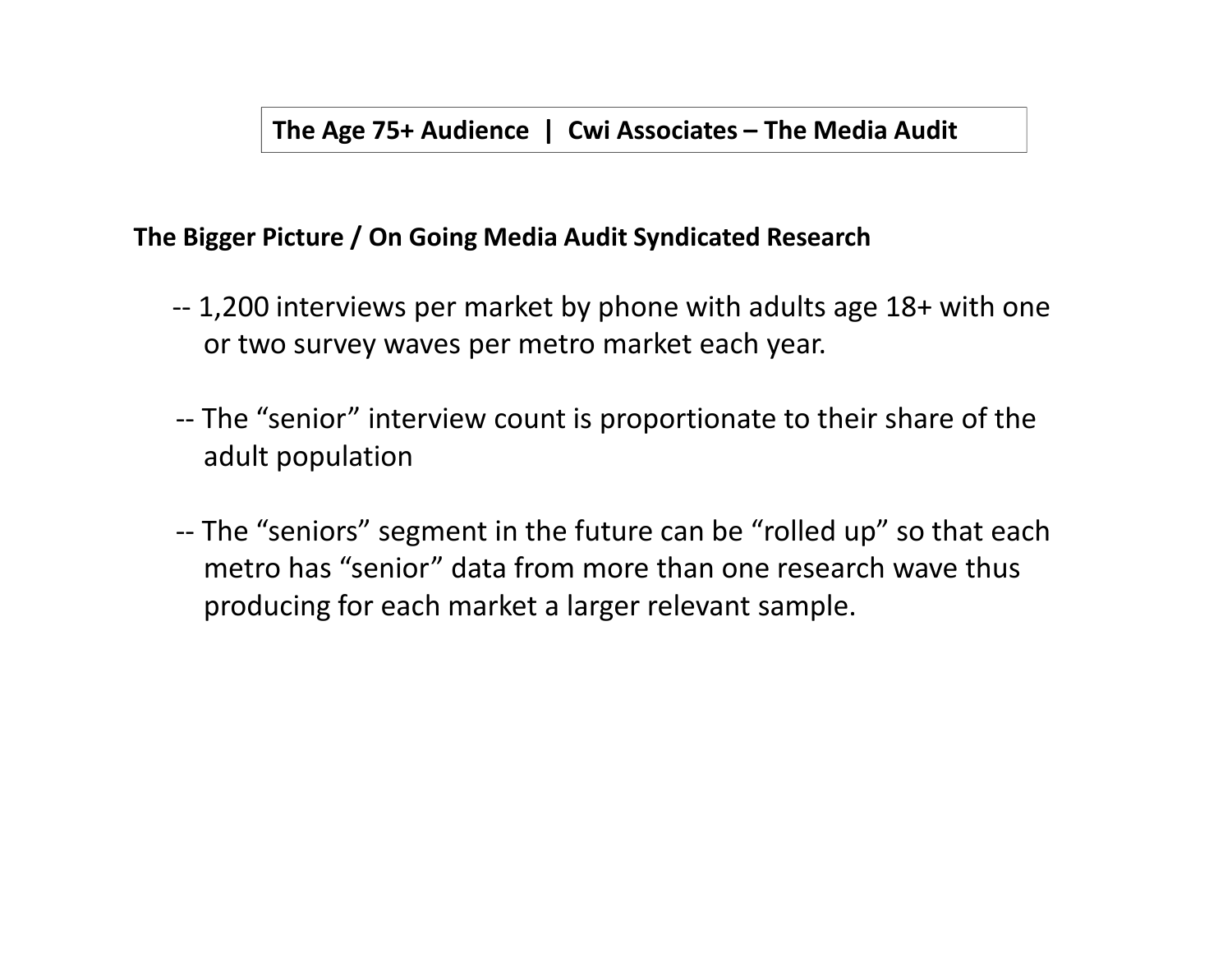**The Age 75+ Audience | Cwi Associates – The Media Audit**

**The Bigger Picture / On Going Media Audit Syndicated Research**

-- 1,200 interviews per market by phone with adults age 18+ with one or two survey waves per metro market each year.

-- The “senior” interview count is proportionate to their share of the adult population

-- The “seniors” segment in the future can be “rolled up” so that each metro has “senior” data from more than one research wave thus producing for each market a larger relevant sample.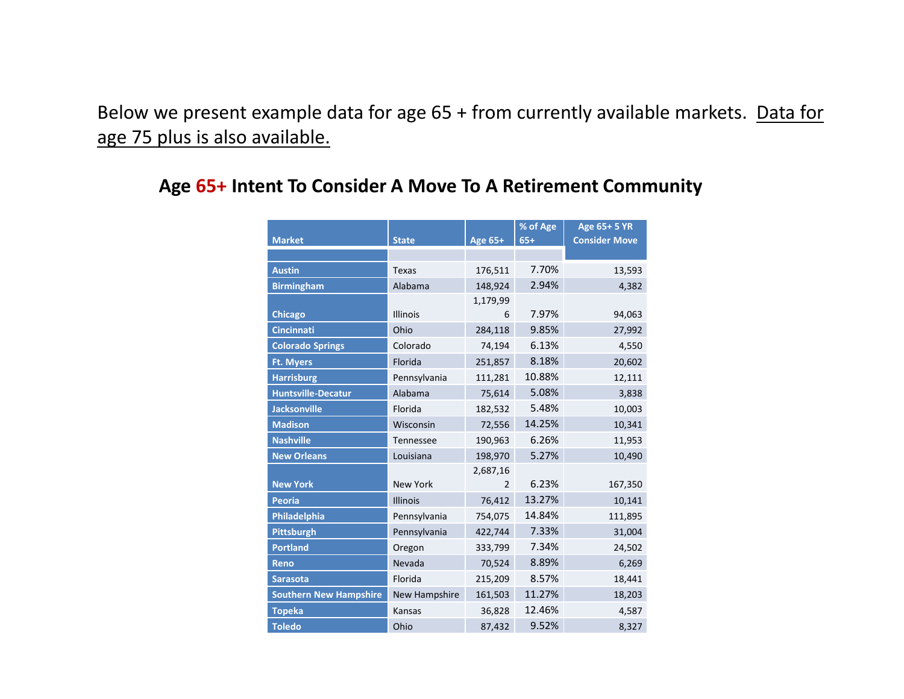Below we present example data for age 65 + from currently available markets. <u>Data for age 75 plus is also available.</u>

## Age 65+ Intent To Consider A Move To A Retirement Community

| Market | State | Age 65+ | % of Age 65+ | Age 65+ 5 YR Consider Move |
|---|---|---|---|---|
| Austin | Texas | 176,511 | 7.70% | 13,593 |
| Birmingham | Alabama | 148,924 | 2.94% | 4,382 |
| Chicago | Illinois | 1,179,996 | 7.97% | 94,063 |
| Cincinnati | Ohio | 284,118 | 9.85% | 27,992 |
| Colorado Springs | Colorado | 74,194 | 6.13% | 4,550 |
| Ft. Myers | Florida | 251,857 | 8.18% | 20,602 |
| Harrisburg | Pennsylvania | 111,281 | 10.88% | 12,111 |
| Huntsville-Decatur | Alabama | 75,614 | 5.08% | 3,838 |
| Jacksonville | Florida | 182,532 | 5.48% | 10,003 |
| Madison | Wisconsin | 72,556 | 14.25% | 10,341 |
| Nashville | Tennessee | 190,963 | 6.26% | 11,953 |
| New Orleans | Louisiana | 198,970 | 5.27% | 10,490 |
| New York | New York | 2,687,162 | 6.23% | 167,350 |
| Peoria | Illinois | 76,412 | 13.27% | 10,141 |
| Philadelphia | Pennsylvania | 754,075 | 14.84% | 111,895 |
| Pittsburgh | Pennsylvania | 422,744 | 7.33% | 31,004 |
| Portland | Oregon | 333,799 | 7.34% | 24,502 |
| Reno | Nevada | 70,524 | 8.89% | 6,269 |
| Sarasota | Florida | 215,209 | 8.57% | 18,441 |
| Southern New Hampshire | New Hampshire | 161,503 | 11.27% | 18,203 |
| Topeka | Kansas | 36,828 | 12.46% | 4,587 |
| Toledo | Ohio | 87,432 | 9.52% | 8,327 |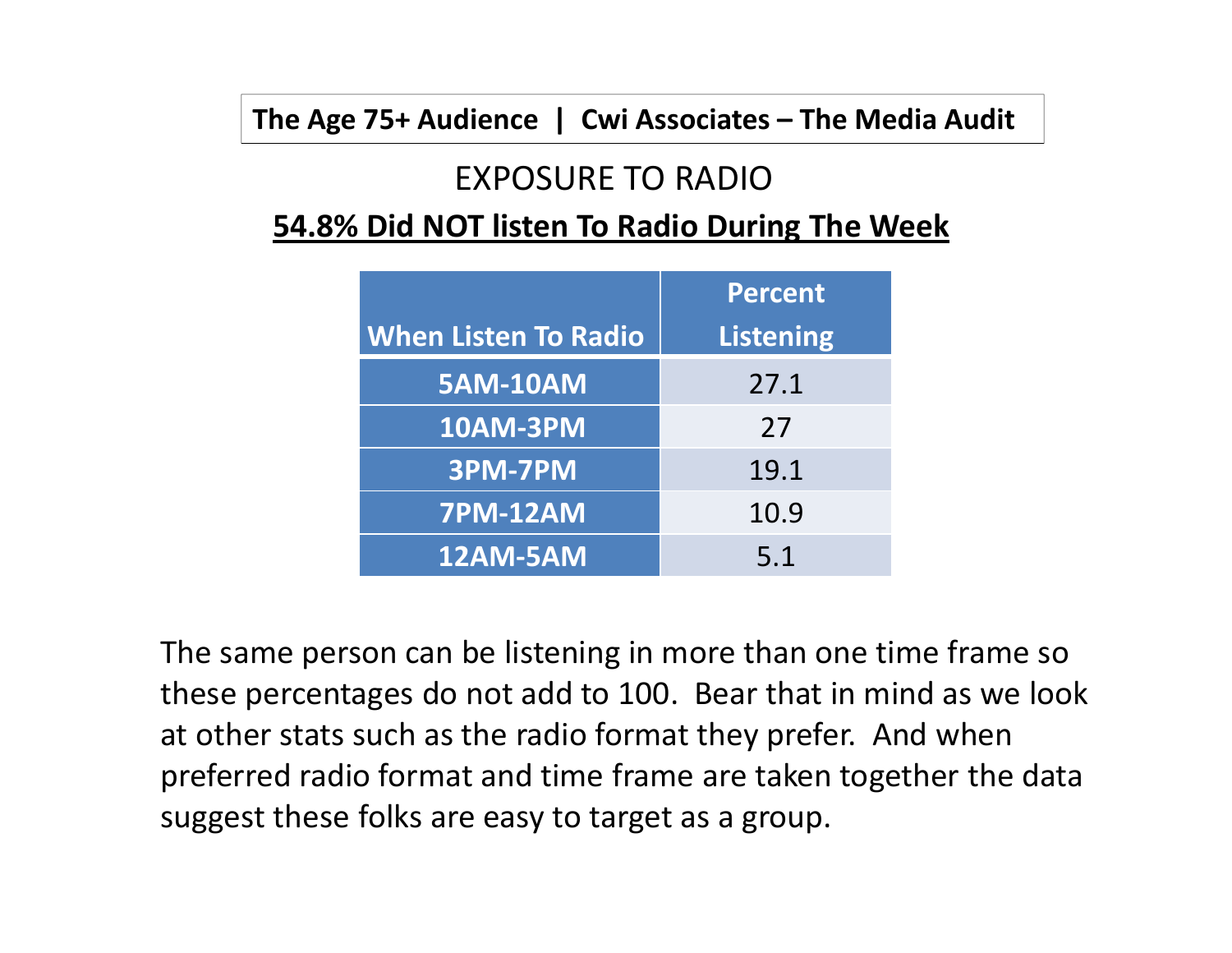**The Age 75+ Audience | Cwi Associates – The Media Audit**

## EXPOSURE TO RADIO

**<u>54.8% Did NOT listen To Radio During The Week</u>**

| When Listen To Radio | Percent Listening |
|---|---|
| 5AM-10AM | 27.1 |
| 10AM-3PM | 27 |
| 3PM-7PM | 19.1 |
| 7PM-12AM | 10.9 |
| 12AM-5AM | 5.1 |

The same person can be listening in more than one time frame so these percentages do not add to 100. Bear that in mind as we look at other stats such as the radio format they prefer. And when preferred radio format and time frame are taken together the data suggest these folks are easy to target as a group.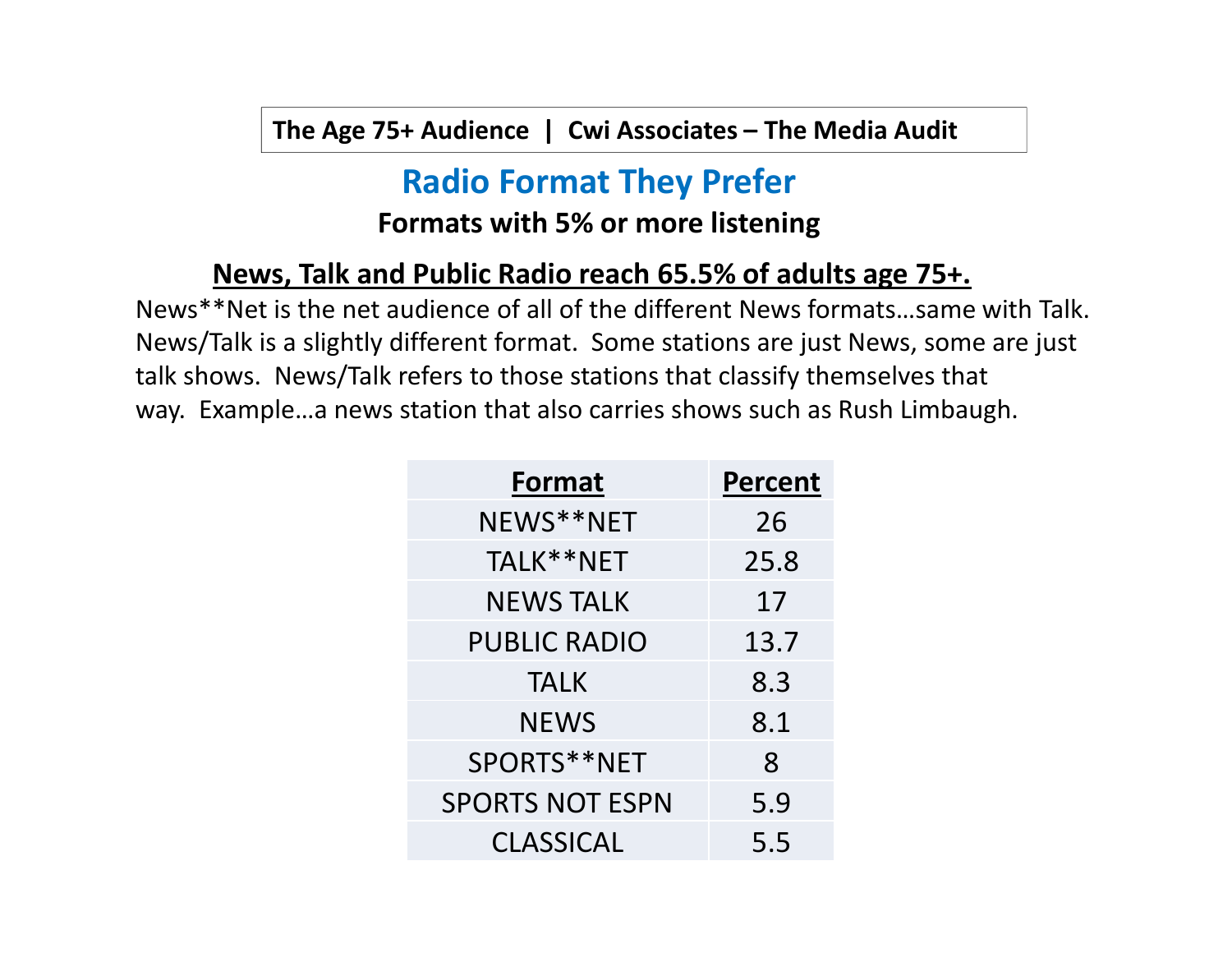**The Age 75+ Audience | Cwi Associates – The Media Audit**

# Radio Format They Prefer

### Formats with 5% or more listening

**News, Talk and Public Radio reach 65.5% of adults age 75+.**

News**Net is the net audience of all of the different News formats…same with Talk. News/Talk is a slightly different format. Some stations are just News, some are just talk shows. News/Talk refers to those stations that classify themselves that way. Example…a news station that also carries shows such as Rush Limbaugh.

| Format | Percent |
|---|---|
| NEWS**NET | 26 |
| TALK**NET | 25.8 |
| NEWS TALK | 17 |
| PUBLIC RADIO | 13.7 |
| TALK | 8.3 |
| NEWS | 8.1 |
| SPORTS**NET | 8 |
| SPORTS NOT ESPN | 5.9 |
| CLASSICAL | 5.5 |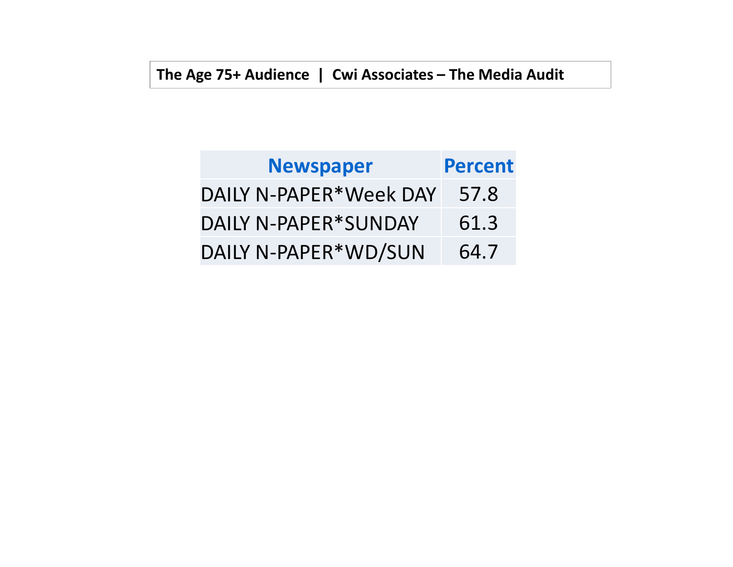**The Age 75+ Audience | Cwi Associates – The Media Audit**

| Newspaper | Percent |
|---|---|
| DAILY N-PAPER*Week DAY | 57.8 |
| DAILY N-PAPER*SUNDAY | 61.3 |
| DAILY N-PAPER*WD/SUN | 64.7 |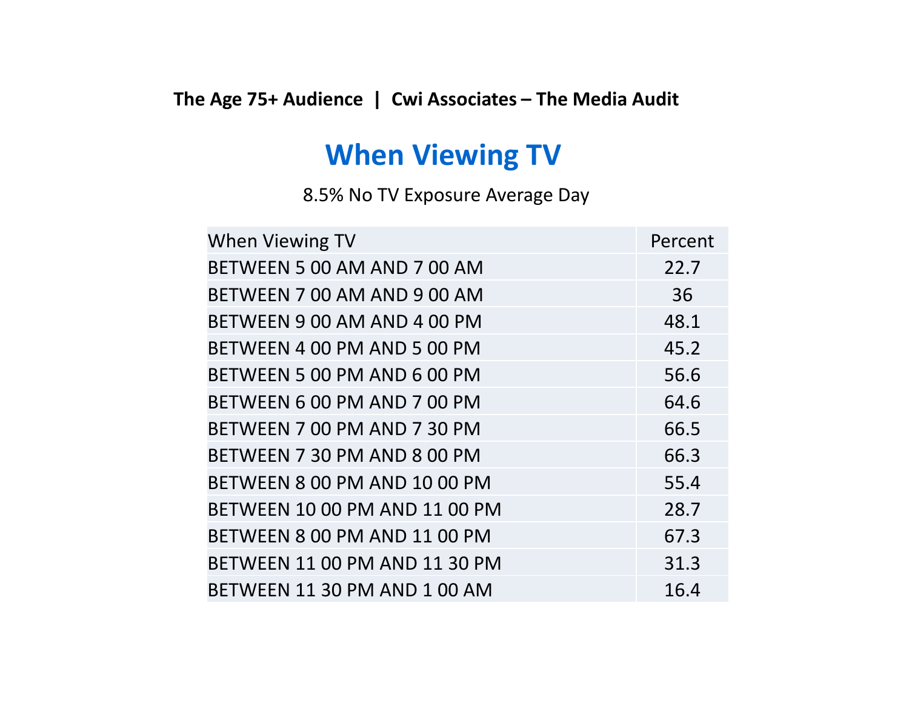**The Age 75+ Audience | Cwi Associates – The Media Audit**

# When Viewing TV

8.5% No TV Exposure Average Day

| When Viewing TV | Percent |
|---|---|
| BETWEEN 5 00 AM AND 7 00 AM | 22.7 |
| BETWEEN 7 00 AM AND 9 00 AM | 36 |
| BETWEEN 9 00 AM AND 4 00 PM | 48.1 |
| BETWEEN 4 00 PM AND 5 00 PM | 45.2 |
| BETWEEN 5 00 PM AND 6 00 PM | 56.6 |
| BETWEEN 6 00 PM AND 7 00 PM | 64.6 |
| BETWEEN 7 00 PM AND 7 30 PM | 66.5 |
| BETWEEN 7 30 PM AND 8 00 PM | 66.3 |
| BETWEEN 8 00 PM AND 10 00 PM | 55.4 |
| BETWEEN 10 00 PM AND 11 00 PM | 28.7 |
| BETWEEN 8 00 PM AND 11 00 PM | 67.3 |
| BETWEEN 11 00 PM AND 11 30 PM | 31.3 |
| BETWEEN 11 30 PM AND 1 00 AM | 16.4 |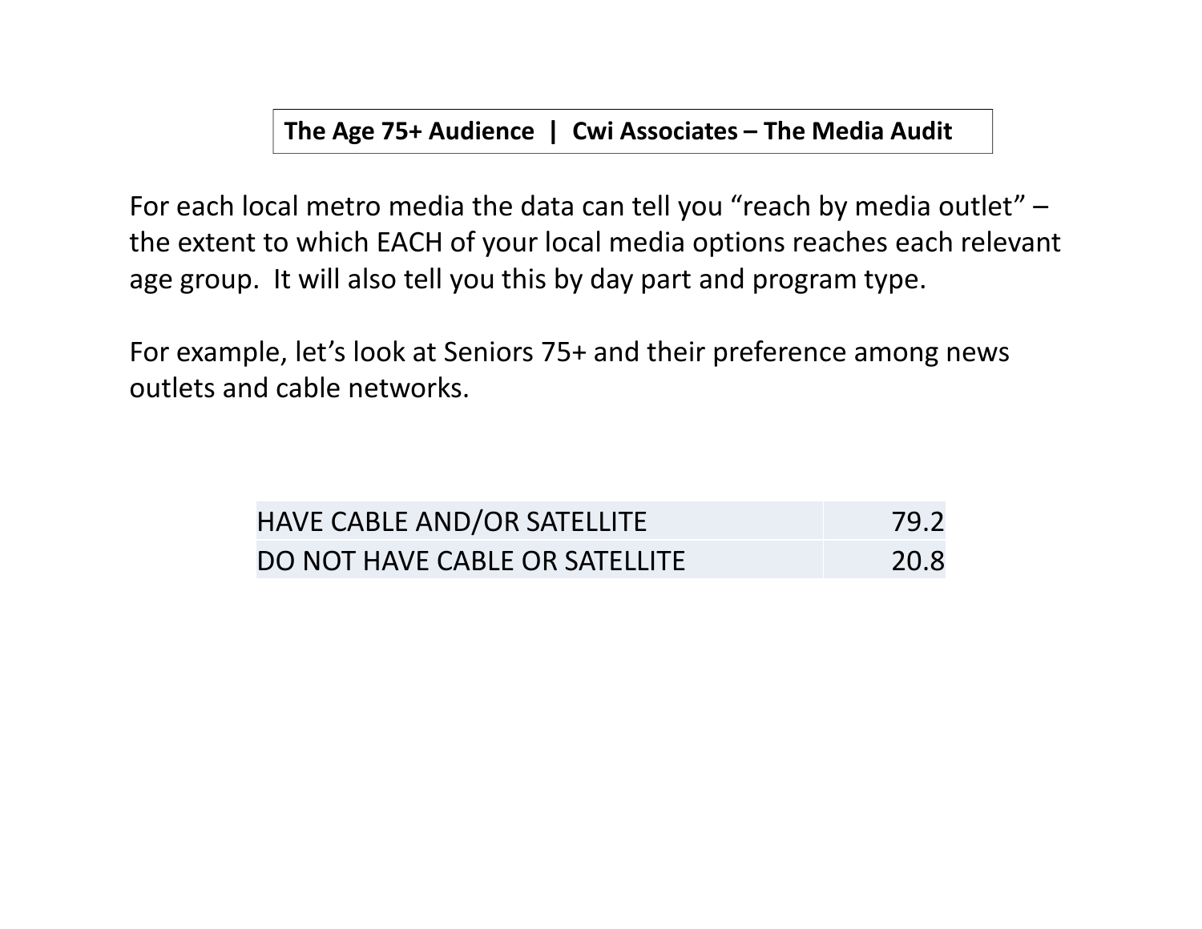**The Age 75+ Audience | Cwi Associates – The Media Audit**

For each local metro media the data can tell you "reach by media outlet" – the extent to which EACH of your local media options reaches each relevant age group. It will also tell you this by day part and program type.

For example, let's look at Seniors 75+ and their preference among news outlets and cable networks.

| | |
|---|---|
| HAVE CABLE AND/OR SATELLITE | 79.2 |
| DO NOT HAVE CABLE OR SATELLITE | 20.8 |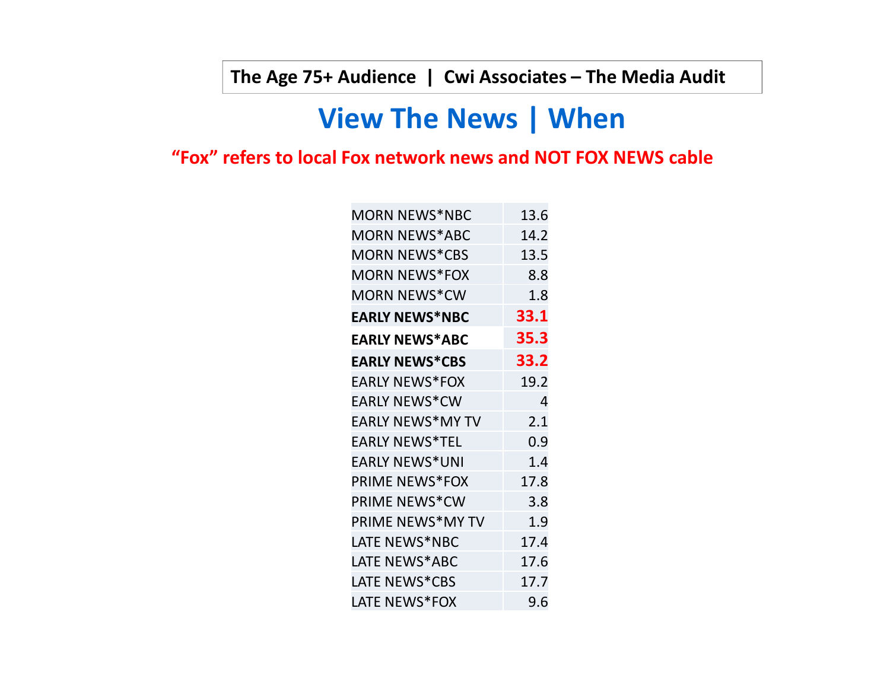**The Age 75+ Audience | Cwi Associates – The Media Audit**

# View The News | When

**"Fox" refers to local Fox network news and NOT FOX NEWS cable**

| | |
|---|---|
| MORN NEWS*NBC | 13.6 |
| MORN NEWS*ABC | 14.2 |
| MORN NEWS*CBS | 13.5 |
| MORN NEWS*FOX | 8.8 |
| MORN NEWS*CW | 1.8 |
| **EARLY NEWS*NBC** | **33.1** |
| **EARLY NEWS*ABC** | **35.3** |
| **EARLY NEWS*CBS** | **33.2** |
| EARLY NEWS*FOX | 19.2 |
| EARLY NEWS*CW | 4 |
| EARLY NEWS*MY TV | 2.1 |
| EARLY NEWS*TEL | 0.9 |
| EARLY NEWS*UNI | 1.4 |
| PRIME NEWS*FOX | 17.8 |
| PRIME NEWS*CW | 3.8 |
| PRIME NEWS*MY TV | 1.9 |
| LATE NEWS*NBC | 17.4 |
| LATE NEWS*ABC | 17.6 |
| LATE NEWS*CBS | 17.7 |
| LATE NEWS*FOX | 9.6 |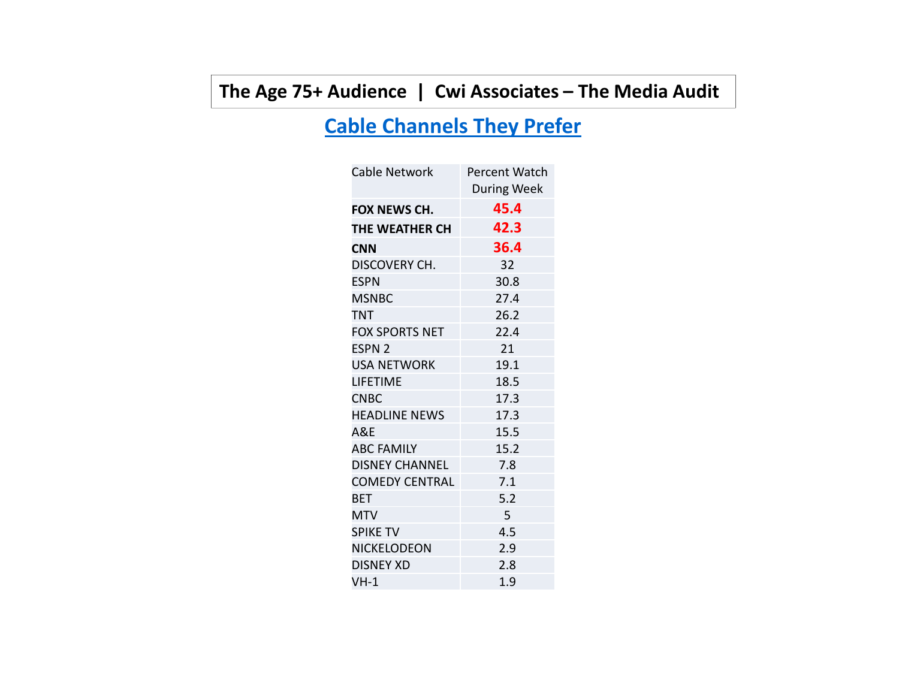# The Age 75+ Audience | Cwi Associates – The Media Audit

## Cable Channels They Prefer

| Cable Network | Percent Watch During Week |
|---|---|
| **FOX NEWS CH.** | **45.4** |
| **THE WEATHER CH** | **42.3** |
| **CNN** | **36.4** |
| DISCOVERY CH. | 32 |
| ESPN | 30.8 |
| MSNBC | 27.4 |
| TNT | 26.2 |
| FOX SPORTS NET | 22.4 |
| ESPN 2 | 21 |
| USA NETWORK | 19.1 |
| LIFETIME | 18.5 |
| CNBC | 17.3 |
| HEADLINE NEWS | 17.3 |
| A&E | 15.5 |
| ABC FAMILY | 15.2 |
| DISNEY CHANNEL | 7.8 |
| COMEDY CENTRAL | 7.1 |
| BET | 5.2 |
| MTV | 5 |
| SPIKE TV | 4.5 |
| NICKELODEON | 2.9 |
| DISNEY XD | 2.8 |
| VH-1 | 1.9 |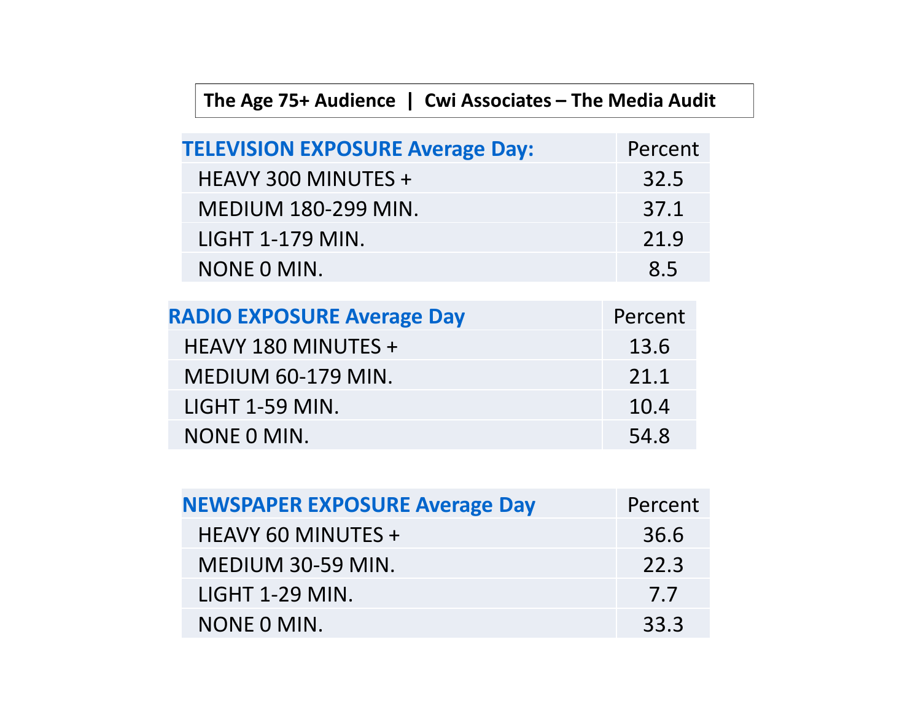**The Age 75+ Audience | Cwi Associates – The Media Audit**

| TELEVISION EXPOSURE Average Day: | Percent |
|---|---|
| HEAVY 300 MINUTES + | 32.5 |
| MEDIUM 180-299 MIN. | 37.1 |
| LIGHT 1-179 MIN. | 21.9 |
| NONE 0 MIN. | 8.5 |

| RADIO EXPOSURE Average Day | Percent |
|---|---|
| HEAVY 180 MINUTES + | 13.6 |
| MEDIUM 60-179 MIN. | 21.1 |
| LIGHT 1-59 MIN. | 10.4 |
| NONE 0 MIN. | 54.8 |

| NEWSPAPER EXPOSURE Average Day | Percent |
|---|---|
| HEAVY 60 MINUTES + | 36.6 |
| MEDIUM 30-59 MIN. | 22.3 |
| LIGHT 1-29 MIN. | 7.7 |
| NONE 0 MIN. | 33.3 |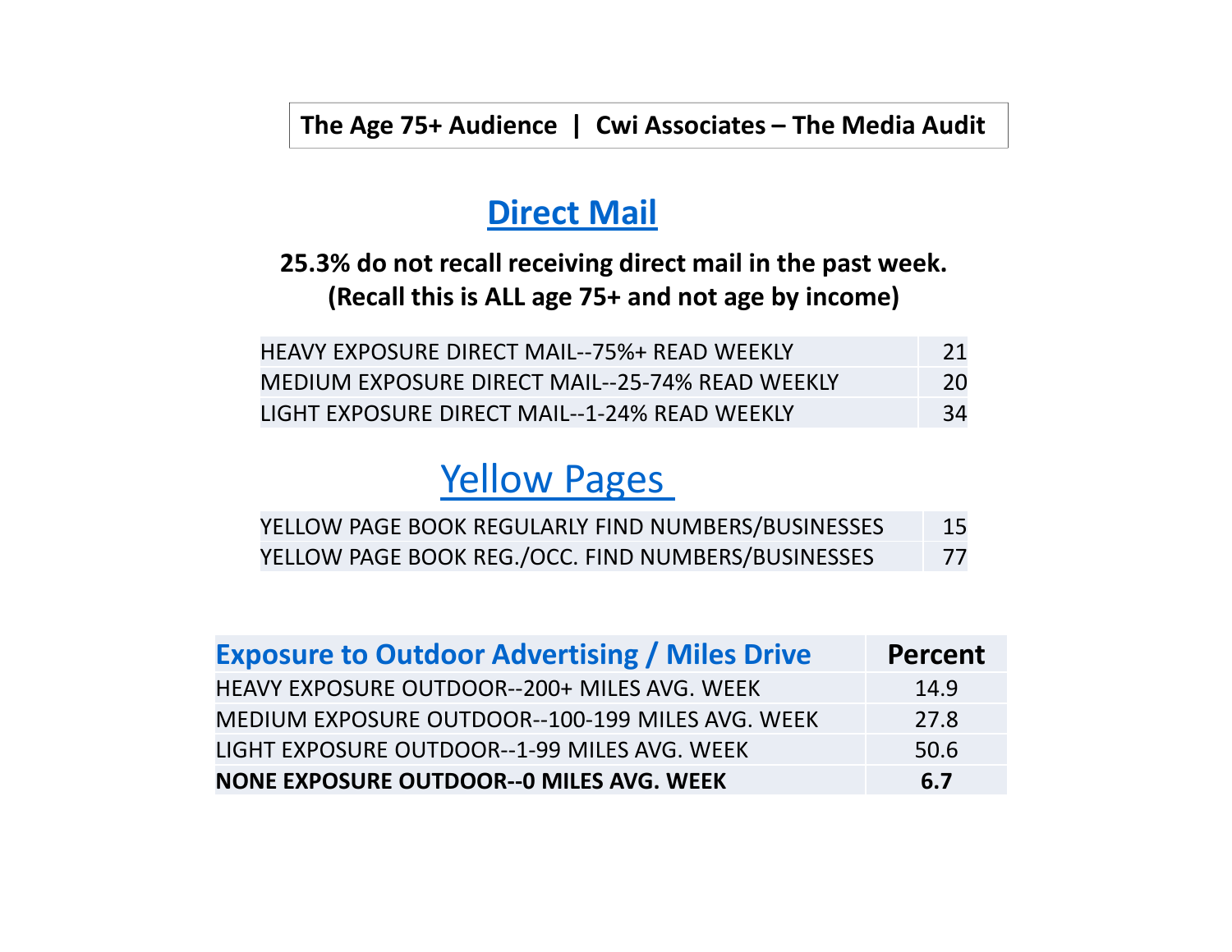**The Age 75+ Audience | Cwi Associates – The Media Audit**

## Direct Mail

**25.3% do not recall receiving direct mail in the past week. (Recall this is ALL age 75+ and not age by income)**

| | |
|---|---|
| HEAVY EXPOSURE DIRECT MAIL--75%+ READ WEEKLY | 21 |
| MEDIUM EXPOSURE DIRECT MAIL--25-74% READ WEEKLY | 20 |
| LIGHT EXPOSURE DIRECT MAIL--1-24% READ WEEKLY | 34 |

## Yellow Pages

| | |
|---|---|
| YELLOW PAGE BOOK REGULARLY FIND NUMBERS/BUSINESSES | 15 |
| YELLOW PAGE BOOK REG./OCC. FIND NUMBERS/BUSINESSES | 77 |

| Exposure to Outdoor Advertising / Miles Drive | Percent |
|---|---|
| HEAVY EXPOSURE OUTDOOR--200+ MILES AVG. WEEK | 14.9 |
| MEDIUM EXPOSURE OUTDOOR--100-199 MILES AVG. WEEK | 27.8 |
| LIGHT EXPOSURE OUTDOOR--1-99 MILES AVG. WEEK | 50.6 |
| **NONE EXPOSURE OUTDOOR--0 MILES AVG. WEEK** | **6.7** |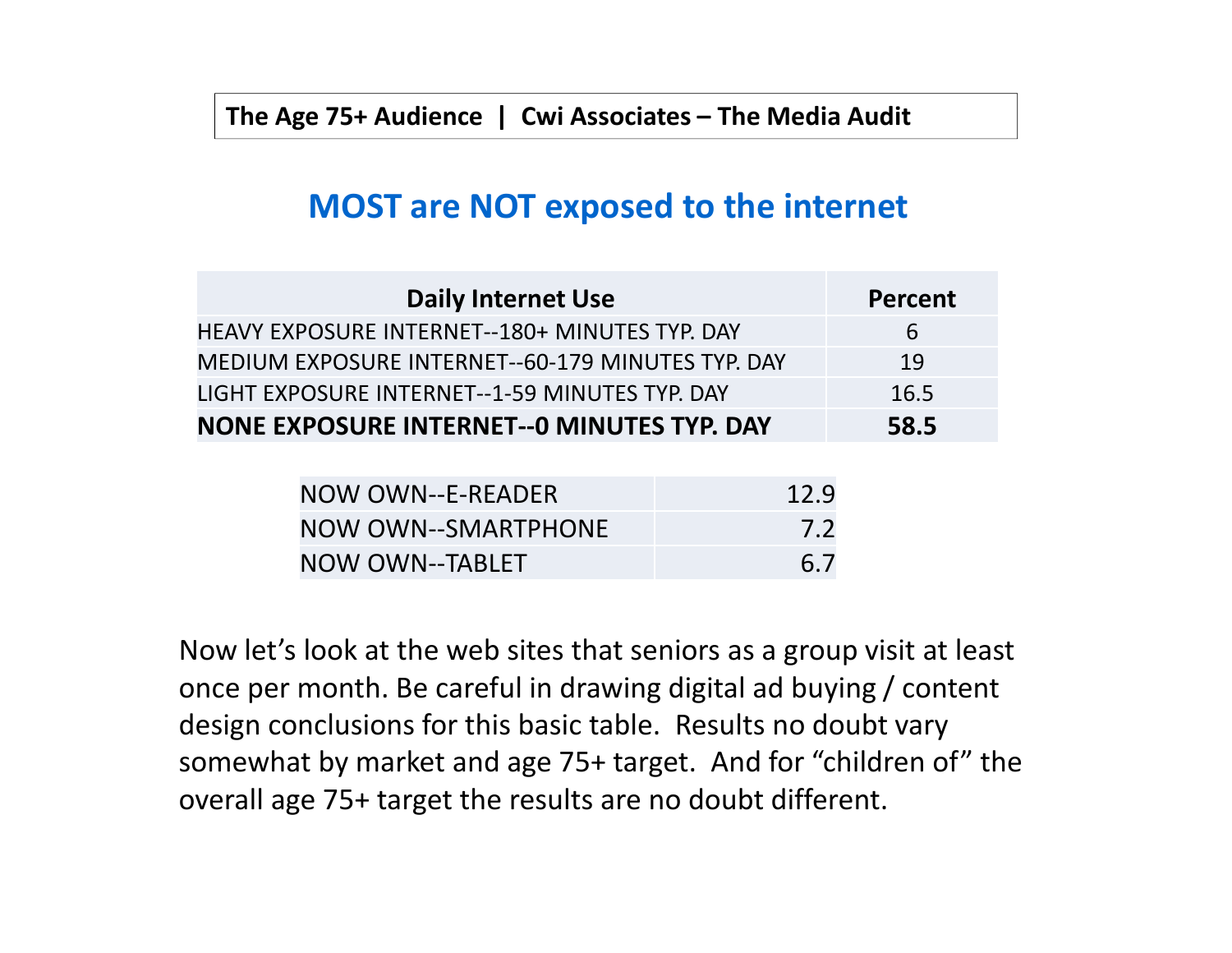The Age 75+ Audience | Cwi Associates – The Media Audit

## MOST are NOT exposed to the internet

| Daily Internet Use | Percent |
|---|---|
| HEAVY EXPOSURE INTERNET--180+ MINUTES TYP. DAY | 6 |
| MEDIUM EXPOSURE INTERNET--60-179 MINUTES TYP. DAY | 19 |
| LIGHT EXPOSURE INTERNET--1-59 MINUTES TYP. DAY | 16.5 |
| **NONE EXPOSURE INTERNET--0 MINUTES TYP. DAY** | **58.5** |

| | |
|---|---|
| NOW OWN--E-READER | 12.9 |
| NOW OWN--SMARTPHONE | 7.2 |
| NOW OWN--TABLET | 6.7 |

Now let's look at the web sites that seniors as a group visit at least once per month. Be careful in drawing digital ad buying / content design conclusions for this basic table. Results no doubt vary somewhat by market and age 75+ target. And for "children of" the overall age 75+ target the results are no doubt different.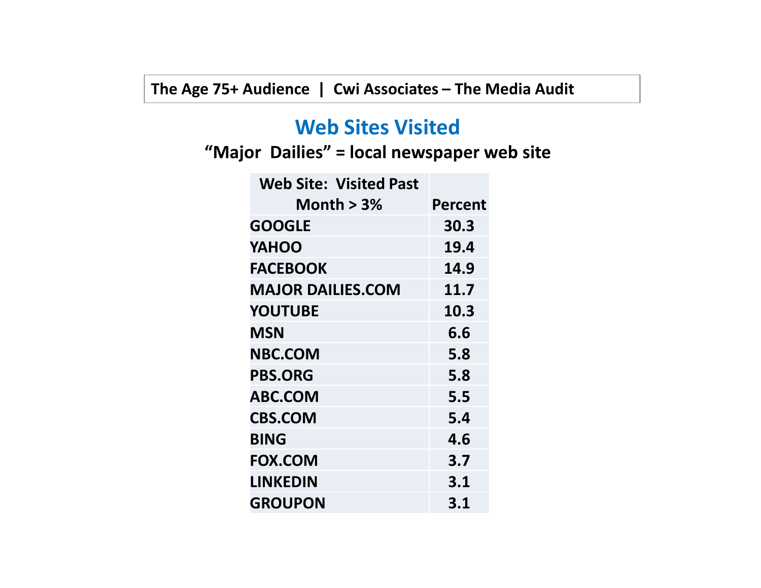The Age 75+ Audience | Cwi Associates – The Media Audit

## Web Sites Visited

**“Major Dailies” = local newspaper web site**

| Web Site: Visited Past Month > 3% | Percent |
|---|---|
| GOOGLE | 30.3 |
| YAHOO | 19.4 |
| FACEBOOK | 14.9 |
| MAJOR DAILIES.COM | 11.7 |
| YOUTUBE | 10.3 |
| MSN | 6.6 |
| NBC.COM | 5.8 |
| PBS.ORG | 5.8 |
| ABC.COM | 5.5 |
| CBS.COM | 5.4 |
| BING | 4.6 |
| FOX.COM | 3.7 |
| LINKEDIN | 3.1 |
| GROUPON | 3.1 |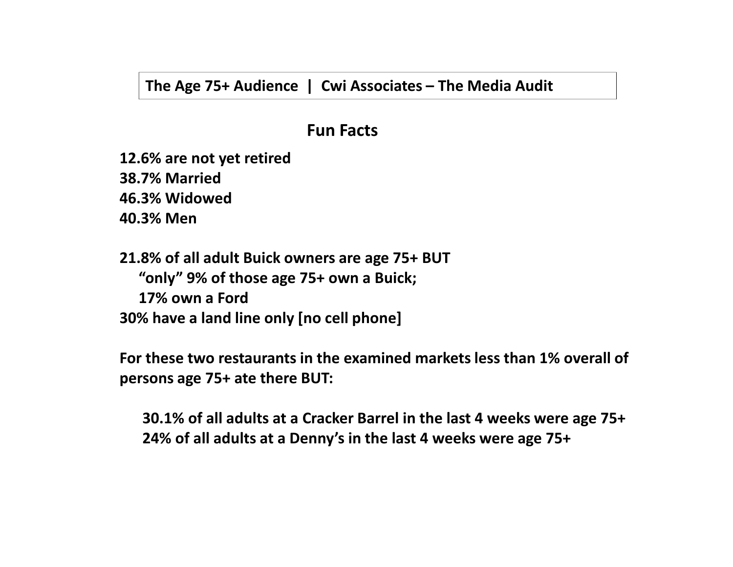**The Age 75+ Audience | Cwi Associates – The Media Audit**

## Fun Facts

**12.6% are not yet retired**
**38.7% Married**
**46.3% Widowed**
**40.3% Men**

**21.8% of all adult Buick owners are age 75+ BUT**
**"only" 9% of those age 75+ own a Buick;**
**17% own a Ford**
**30% have a land line only [no cell phone]**

**For these two restaurants in the examined markets less than 1% overall of persons age 75+ ate there BUT:**

**30.1% of all adults at a Cracker Barrel in the last 4 weeks were age 75+**
**24% of all adults at a Denny's in the last 4 weeks were age 75+**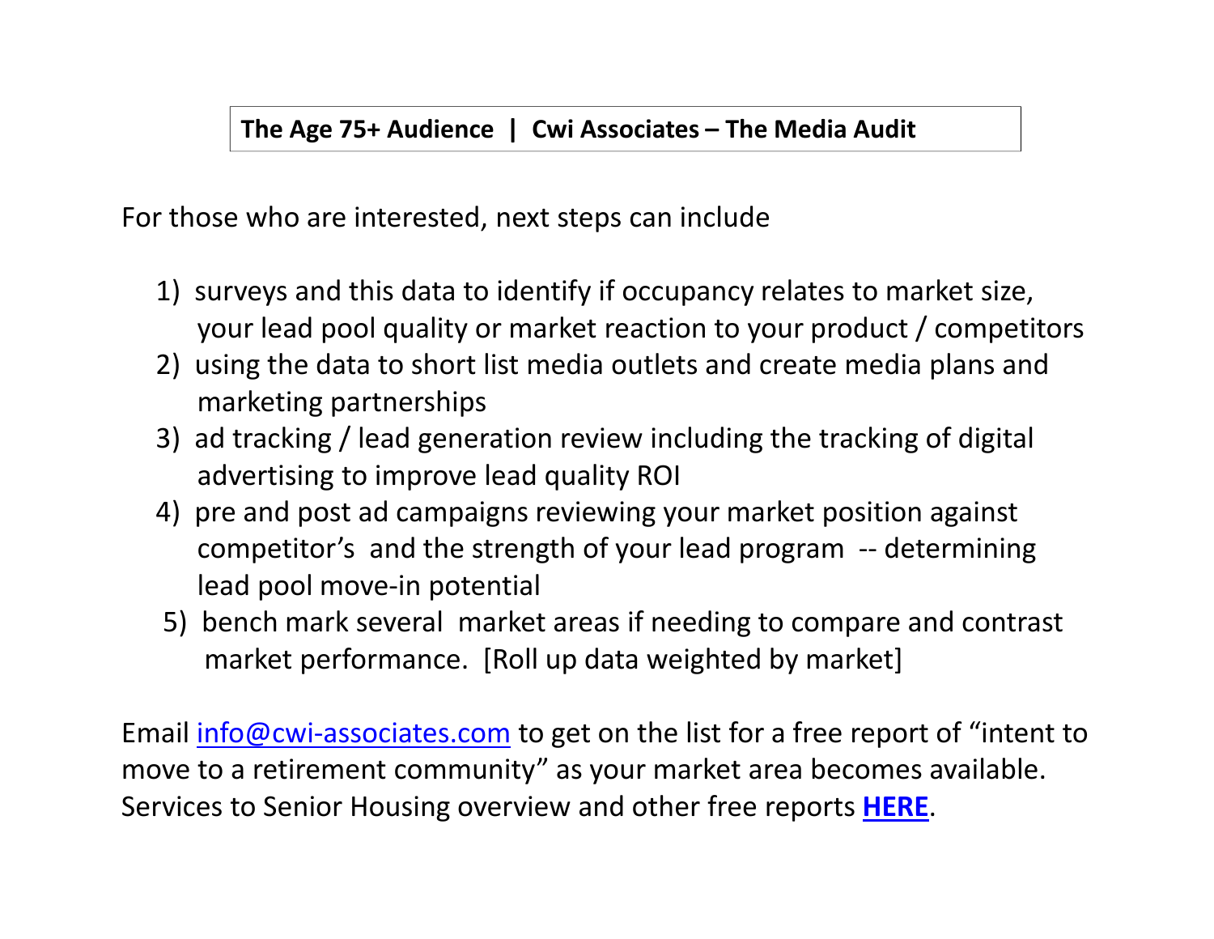**The Age 75+ Audience | Cwi Associates – The Media Audit**

For those who are interested, next steps can include

1) surveys and this data to identify if occupancy relates to market size, your lead pool quality or market reaction to your product / competitors
2) using the data to short list media outlets and create media plans and marketing partnerships
3) ad tracking / lead generation review including the tracking of digital advertising to improve lead quality ROI
4) pre and post ad campaigns reviewing your market position against competitor's and the strength of your lead program -- determining lead pool move-in potential
5) bench mark several market areas if needing to compare and contrast market performance. [Roll up data weighted by market]

Email info@cwi-associates.com to get on the list for a free report of "intent to move to a retirement community" as your market area becomes available. Services to Senior Housing overview and other free reports **HERE**.